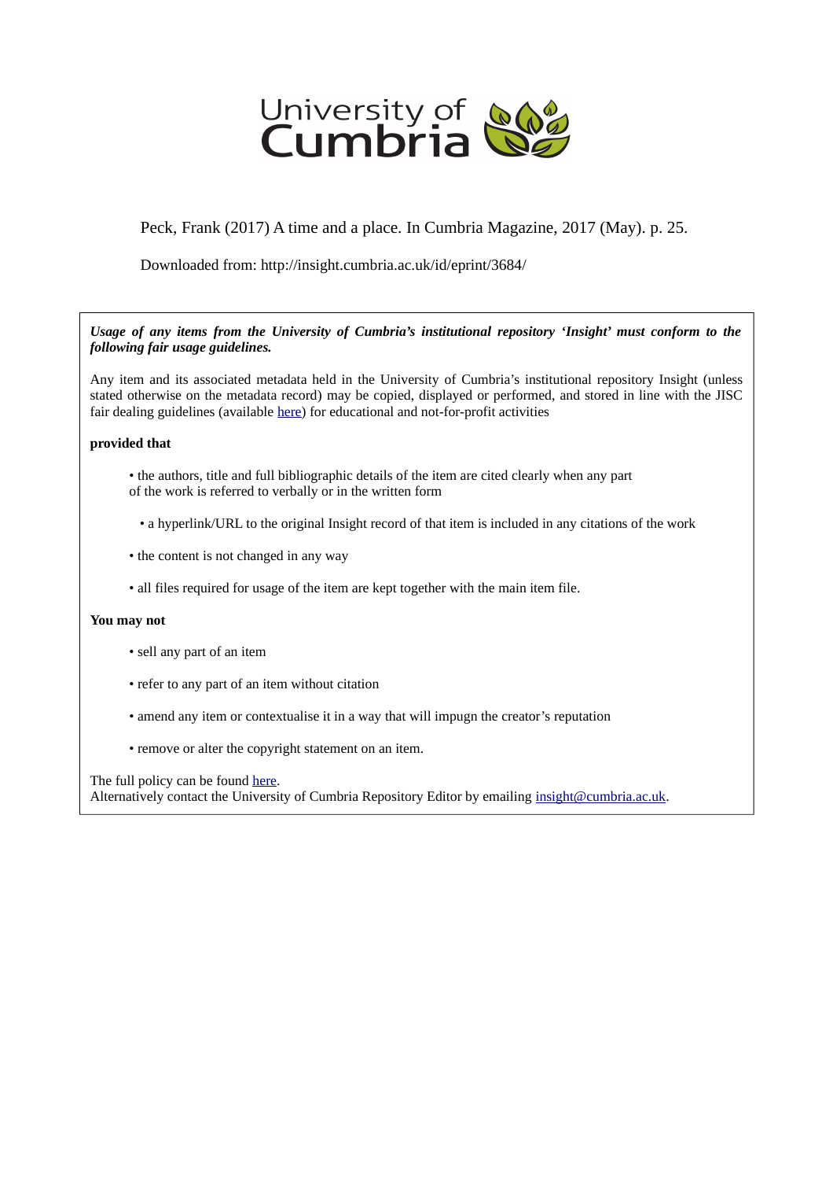University of Cumbria

Peck, Frank (2017) A time and a place. In Cumbria Magazine, 2017 (May). p. 25.

Downloaded from: http://insight.cumbria.ac.uk/id/eprint/3684/

***Usage of any items from the University of Cumbria's institutional repository 'Insight' must conform to the following fair usage guidelines.***

Any item and its associated metadata held in the University of Cumbria's institutional repository Insight (unless stated otherwise on the metadata record) may be copied, displayed or performed, and stored in line with the JISC fair dealing guidelines (available here) for educational and not-for-profit activities

**provided that**

- the authors, title and full bibliographic details of the item are cited clearly when any part of the work is referred to verbally or in the written form
- a hyperlink/URL to the original Insight record of that item is included in any citations of the work
- the content is not changed in any way
- all files required for usage of the item are kept together with the main item file.

**You may not**

- sell any part of an item
- refer to any part of an item without citation
- amend any item or contextualise it in a way that will impugn the creator's reputation
- remove or alter the copyright statement on an item.

The full policy can be found here.
Alternatively contact the University of Cumbria Repository Editor by emailing insight@cumbria.ac.uk.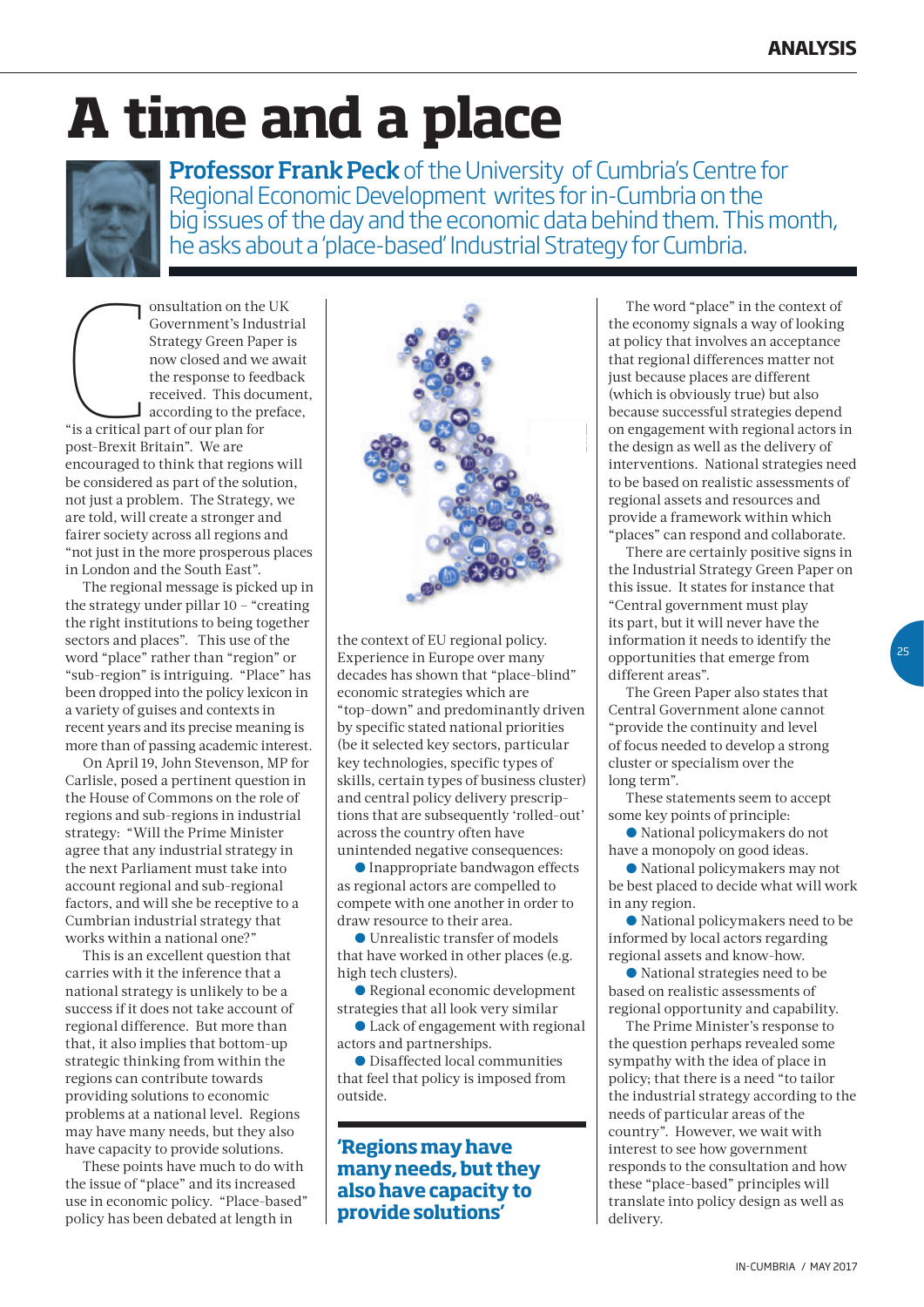# A time and a place

**Professor Frank Peck** of the University of Cumbria's Centre for Regional Economic Development writes for in-Cumbria on the big issues of the day and the economic data behind them. This month, he asks about a 'place-based' Industrial Strategy for Cumbria.

Consultation on the UK Government's Industrial Strategy Green Paper is now closed and we await the response to feedback received. This document, according to the preface, "is a critical part of our plan for post-Brexit Britain". We are encouraged to think that regions will be considered as part of the solution, not just a problem. The Strategy, we are told, will create a stronger and fairer society across all regions and "not just in the more prosperous places in London and the South East".

The regional message is picked up in the strategy under pillar 10 – "creating the right institutions to being together sectors and places". This use of the word "place" rather than "region" or "sub-region" is intriguing. "Place" has been dropped into the policy lexicon in a variety of guises and contexts in recent years and its precise meaning is more than of passing academic interest.

On April 19, John Stevenson, MP for Carlisle, posed a pertinent question in the House of Commons on the role of regions and sub-regions in industrial strategy: "Will the Prime Minister agree that any industrial strategy in the next Parliament must take into account regional and sub-regional factors, and will she be receptive to a Cumbrian industrial strategy that works within a national one?"

This is an excellent question that carries with it the inference that a national strategy is unlikely to be a success if it does not take account of regional difference. But more than that, it also implies that bottom-up strategic thinking from within the regions can contribute towards providing solutions to economic problems at a national level. Regions may have many needs, but they also have capacity to provide solutions.

These points have much to do with the issue of "place" and its increased use in economic policy. "Place-based" policy has been debated at length in the context of EU regional policy. Experience in Europe over many decades has shown that "place-blind" economic strategies which are "top-down" and predominantly driven by specific stated national priorities (be it selected key sectors, particular key technologies, specific types of skills, certain types of business cluster) and central policy delivery prescriptions that are subsequently 'rolled-out' across the country often have unintended negative consequences:

- Inappropriate bandwagon effects as regional actors are compelled to compete with one another in order to draw resource to their area.
- Unrealistic transfer of models that have worked in other places (e.g. high tech clusters).
- Regional economic development strategies that all look very similar
- Lack of engagement with regional actors and partnerships.
- Disaffected local communities that feel that policy is imposed from outside.

**'Regions may have many needs, but they also have capacity to provide solutions'**

The word "place" in the context of the economy signals a way of looking at policy that involves an acceptance that regional differences matter not just because places are different (which is obviously true) but also because successful strategies depend on engagement with regional actors in the design as well as the delivery of interventions. National strategies need to be based on realistic assessments of regional assets and resources and provide a framework within which "places" can respond and collaborate.

There are certainly positive signs in the Industrial Strategy Green Paper on this issue. It states for instance that "Central government must play its part, but it will never have the information it needs to identify the opportunities that emerge from different areas".

The Green Paper also states that Central Government alone cannot "provide the continuity and level of focus needed to develop a strong cluster or specialism over the long term".

These statements seem to accept some key points of principle:

- National policymakers do not have a monopoly on good ideas.
- National policymakers may not be best placed to decide what will work in any region.
- National policymakers need to be informed by local actors regarding regional assets and know-how.
- National strategies need to be based on realistic assessments of regional opportunity and capability.

The Prime Minister's response to the question perhaps revealed some sympathy with the idea of place in policy; that there is a need "to tailor the industrial strategy according to the needs of particular areas of the country". However, we wait with interest to see how government responds to the consultation and how these "place-based" principles will translate into policy design as well as delivery.